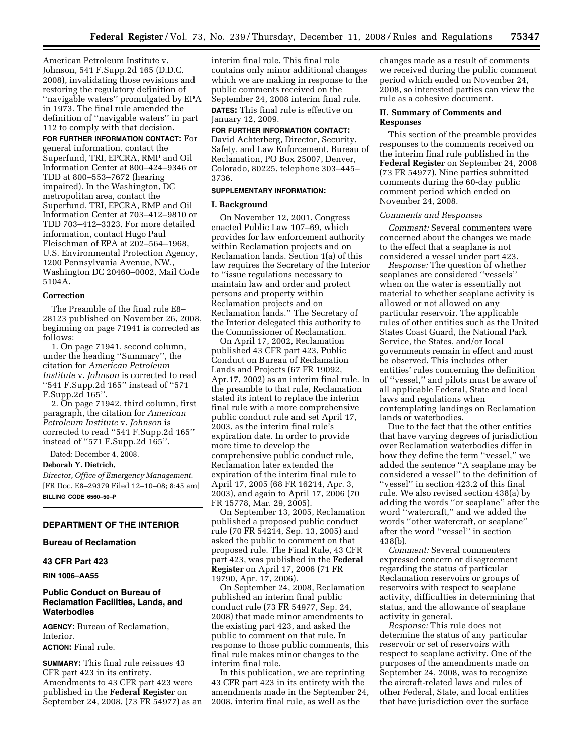American Petroleum Institute v. Johnson, 541 F.Supp.2d 165 (D.D.C. 2008), invalidating those revisions and restoring the regulatory definition of ''navigable waters'' promulgated by EPA in 1973. The final rule amended the definition of ''navigable waters'' in part 112 to comply with that decision.

**FOR FURTHER INFORMATION CONTACT:** For general information, contact the Superfund, TRI, EPCRA, RMP and Oil Information Center at 800–424–9346 or TDD at 800–553–7672 (hearing impaired). In the Washington, DC metropolitan area, contact the Superfund, TRI, EPCRA, RMP and Oil Information Center at 703–412–9810 or TDD 703–412–3323. For more detailed information, contact Hugo Paul Fleischman of EPA at 202–564–1968, U.S. Environmental Protection Agency, 1200 Pennsylvania Avenue, NW., Washington DC 20460–0002, Mail Code 5104A.

**Correction**

The Preamble of the final rule E8–28123 published on November 26, 2008, beginning on page 71941 is corrected as follows:

1. On page 71941, second column, under the heading ''Summary'', the citation for *American Petroleum Institute* v. *Johnson* is corrected to read ''541 F.Supp.2d 165'' instead of ''571 F.Supp.2d 165''.

2. On page 71942, third column, first paragraph, the citation for *American Petroleum Institute* v. *Johnson* is corrected to read ''541 F.Supp.2d 165'' instead of ''571 F.Supp.2d 165''.

Dated: December 4, 2008.

**Deborah Y. Dietrich,**

*Director, Office of Emergency Management.*

[FR Doc. E8–29379 Filed 12–10–08; 8:45 am]

**BILLING CODE 6560–50–P**

## DEPARTMENT OF THE INTERIOR

### Bureau of Reclamation

### 43 CFR Part 423

### RIN 1006–AA55

### Public Conduct on Bureau of Reclamation Facilities, Lands, and Waterbodies

**AGENCY:** Bureau of Reclamation, Interior.

**ACTION:** Final rule.

**SUMMARY:** This final rule reissues 43 CFR part 423 in its entirety. Amendments to 43 CFR part 423 were published in the **Federal Register** on September 24, 2008, (73 FR 54977) as an interim final rule. This final rule contains only minor additional changes which we are making in response to the public comments received on the September 24, 2008 interim final rule.

**DATES:** This final rule is effective on January 12, 2009.

**FOR FURTHER INFORMATION CONTACT:** David Achterberg, Director, Security, Safety, and Law Enforcement, Bureau of Reclamation, PO Box 25007, Denver, Colorado, 80225, telephone 303–445–3736.

**SUPPLEMENTARY INFORMATION:**

**I. Background**

On November 12, 2001, Congress enacted Public Law 107–69, which provides for law enforcement authority within Reclamation projects and on Reclamation lands. Section 1(a) of this law requires the Secretary of the Interior to ''issue regulations necessary to maintain law and order and protect persons and property within Reclamation projects and on Reclamation lands.'' The Secretary of the Interior delegated this authority to the Commissioner of Reclamation.

On April 17, 2002, Reclamation published 43 CFR part 423, Public Conduct on Bureau of Reclamation Lands and Projects (67 FR 19092, Apr.17, 2002) as an interim final rule. In the preamble to that rule, Reclamation stated its intent to replace the interim final rule with a more comprehensive public conduct rule and set April 17, 2003, as the interim final rule's expiration date. In order to provide more time to develop the comprehensive public conduct rule, Reclamation later extended the expiration of the interim final rule to April 17, 2005 (68 FR 16214, Apr. 3, 2003), and again to April 17, 2006 (70 FR 15778, Mar. 29, 2005).

On September 13, 2005, Reclamation published a proposed public conduct rule (70 FR 54214, Sep. 13, 2005) and asked the public to comment on that proposed rule. The Final Rule, 43 CFR part 423, was published in the **Federal Register** on April 17, 2006 (71 FR 19790, Apr. 17, 2006).

On September 24, 2008, Reclamation published an interim final public conduct rule (73 FR 54977, Sep. 24, 2008) that made minor amendments to the existing part 423, and asked the public to comment on that rule. In response to those public comments, this final rule makes minor changes to the interim final rule.

In this publication, we are reprinting 43 CFR part 423 in its entirety with the amendments made in the September 24, 2008, interim final rule, as well as the changes made as a result of comments we received during the public comment period which ended on November 24, 2008, so interested parties can view the rule as a cohesive document.

**II. Summary of Comments and Responses**

This section of the preamble provides responses to the comments received on the interim final rule published in the **Federal Register** on September 24, 2008 (73 FR 54977). Nine parties submitted comments during the 60-day public comment period which ended on November 24, 2008.

*Comments and Responses*

*Comment:* Several commenters were concerned about the changes we made to the effect that a seaplane is not considered a vessel under part 423.

*Response:* The question of whether seaplanes are considered ''vessels'' when on the water is essentially not material to whether seaplane activity is allowed or not allowed on any particular reservoir. The applicable rules of other entities such as the United States Coast Guard, the National Park Service, the States, and/or local governments remain in effect and must be observed. This includes other entities' rules concerning the definition of ''vessel,'' and pilots must be aware of all applicable Federal, State and local laws and regulations when contemplating landings on Reclamation lands or waterbodies.

Due to the fact that the other entities that have varying degrees of jurisdiction over Reclamation waterbodies differ in how they define the term ''vessel,'' we added the sentence ''A seaplane may be considered a vessel'' to the definition of ''vessel'' in section 423.2 of this final rule. We also revised section 438(a) by adding the words ''or seaplane'' after the word ''watercraft,'' and we added the words ''other watercraft, or seaplane'' after the word ''vessel'' in section 438(b).

*Comment:* Several commenters expressed concern or disagreement regarding the status of particular Reclamation reservoirs or groups of reservoirs with respect to seaplane activity, difficulties in determining that status, and the allowance of seaplane activity in general.

*Response:* This rule does not determine the status of any particular reservoir or set of reservoirs with respect to seaplane activity. One of the purposes of the amendments made on September 24, 2008, was to recognize the aircraft-related laws and rules of other Federal, State, and local entities that have jurisdiction over the surface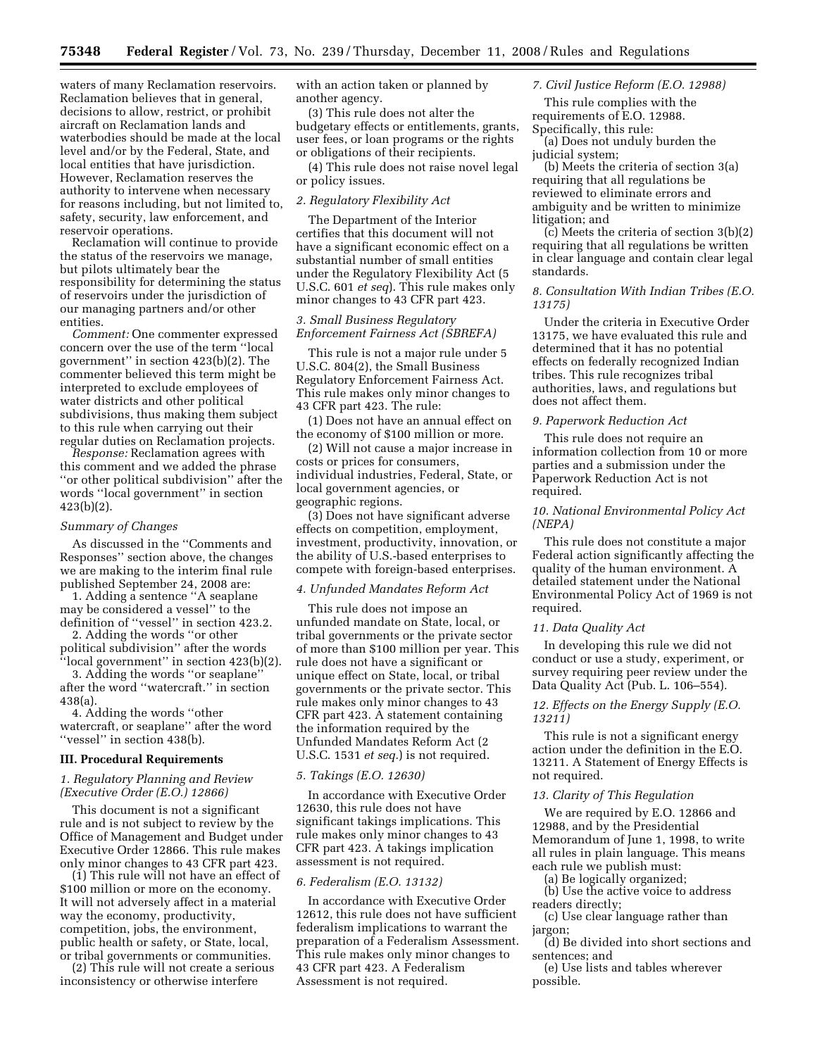waters of many Reclamation reservoirs. Reclamation believes that in general, decisions to allow, restrict, or prohibit aircraft on Reclamation lands and waterbodies should be made at the local level and/or by the Federal, State, and local entities that have jurisdiction. However, Reclamation reserves the authority to intervene when necessary for reasons including, but not limited to, safety, security, law enforcement, and reservoir operations.

Reclamation will continue to provide the status of the reservoirs we manage, but pilots ultimately bear the responsibility for determining the status of reservoirs under the jurisdiction of our managing partners and/or other entities.

*Comment:* One commenter expressed concern over the use of the term ''local government'' in section 423(b)(2). The commenter believed this term might be interpreted to exclude employees of water districts and other political subdivisions, thus making them subject to this rule when carrying out their regular duties on Reclamation projects.

*Response:* Reclamation agrees with this comment and we added the phrase ''or other political subdivision'' after the words ''local government'' in section 423(b)(2).

*Summary of Changes*

As discussed in the ''Comments and Responses'' section above, the changes we are making to the interim final rule published September 24, 2008 are:

1. Adding a sentence ''A seaplane may be considered a vessel'' to the definition of ''vessel'' in section 423.2.
2. Adding the words ''or other political subdivision'' after the words ''local government'' in section 423(b)(2).
3. Adding the words ''or seaplane'' after the word ''watercraft.'' in section 438(a).
4. Adding the words ''other watercraft, or seaplane'' after the word ''vessel'' in section 438(b).

## III. Procedural Requirements

*1. Regulatory Planning and Review (Executive Order (E.O.) 12866)*

This document is not a significant rule and is not subject to review by the Office of Management and Budget under Executive Order 12866. This rule makes only minor changes to 43 CFR part 423.

(1) This rule will not have an effect of $100 million or more on the economy. It will not adversely affect in a material way the economy, productivity, competition, jobs, the environment, public health or safety, or State, local, or tribal governments or communities.

(2) This rule will not create a serious inconsistency or otherwise interfere with an action taken or planned by another agency.

(3) This rule does not alter the budgetary effects or entitlements, grants, user fees, or loan programs or the rights or obligations of their recipients.

(4) This rule does not raise novel legal or policy issues.

*2. Regulatory Flexibility Act*

The Department of the Interior certifies that this document will not have a significant economic effect on a substantial number of small entities under the Regulatory Flexibility Act (5 U.S.C. 601 *et seq*). This rule makes only minor changes to 43 CFR part 423.

*3. Small Business Regulatory Enforcement Fairness Act (SBREFA)*

This rule is not a major rule under 5 U.S.C. 804(2), the Small Business Regulatory Enforcement Fairness Act. This rule makes only minor changes to 43 CFR part 423. The rule:

(1) Does not have an annual effect on the economy of $100 million or more.

(2) Will not cause a major increase in costs or prices for consumers, individual industries, Federal, State, or local government agencies, or geographic regions.

(3) Does not have significant adverse effects on competition, employment, investment, productivity, innovation, or the ability of U.S.-based enterprises to compete with foreign-based enterprises.

*4. Unfunded Mandates Reform Act*

This rule does not impose an unfunded mandate on State, local, or tribal governments or the private sector of more than $100 million per year. This rule does not have a significant or unique effect on State, local, or tribal governments or the private sector. This rule makes only minor changes to 43 CFR part 423. A statement containing the information required by the Unfunded Mandates Reform Act (2 U.S.C. 1531 *et seq.*) is not required.

*5. Takings (E.O. 12630)*

In accordance with Executive Order 12630, this rule does not have significant takings implications. This rule makes only minor changes to 43 CFR part 423. A takings implication assessment is not required.

*6. Federalism (E.O. 13132)*

In accordance with Executive Order 12612, this rule does not have sufficient federalism implications to warrant the preparation of a Federalism Assessment. This rule makes only minor changes to 43 CFR part 423. A Federalism Assessment is not required.

*7. Civil Justice Reform (E.O. 12988)*

This rule complies with the requirements of E.O. 12988. Specifically, this rule:

(a) Does not unduly burden the judicial system;

(b) Meets the criteria of section 3(a) requiring that all regulations be reviewed to eliminate errors and ambiguity and be written to minimize litigation; and

(c) Meets the criteria of section 3(b)(2) requiring that all regulations be written in clear language and contain clear legal standards.

*8. Consultation With Indian Tribes (E.O. 13175)*

Under the criteria in Executive Order 13175, we have evaluated this rule and determined that it has no potential effects on federally recognized Indian tribes. This rule recognizes tribal authorities, laws, and regulations but does not affect them.

*9. Paperwork Reduction Act*

This rule does not require an information collection from 10 or more parties and a submission under the Paperwork Reduction Act is not required.

*10. National Environmental Policy Act (NEPA)*

This rule does not constitute a major Federal action significantly affecting the quality of the human environment. A detailed statement under the National Environmental Policy Act of 1969 is not required.

*11. Data Quality Act*

In developing this rule we did not conduct or use a study, experiment, or survey requiring peer review under the Data Quality Act (Pub. L. 106–554).

*12. Effects on the Energy Supply (E.O. 13211)*

This rule is not a significant energy action under the definition in the E.O. 13211. A Statement of Energy Effects is not required.

*13. Clarity of This Regulation*

We are required by E.O. 12866 and 12988, and by the Presidential Memorandum of June 1, 1998, to write all rules in plain language. This means each rule we publish must:

(a) Be logically organized;

(b) Use the active voice to address readers directly;

(c) Use clear language rather than jargon;

(d) Be divided into short sections and sentences; and

(e) Use lists and tables wherever possible.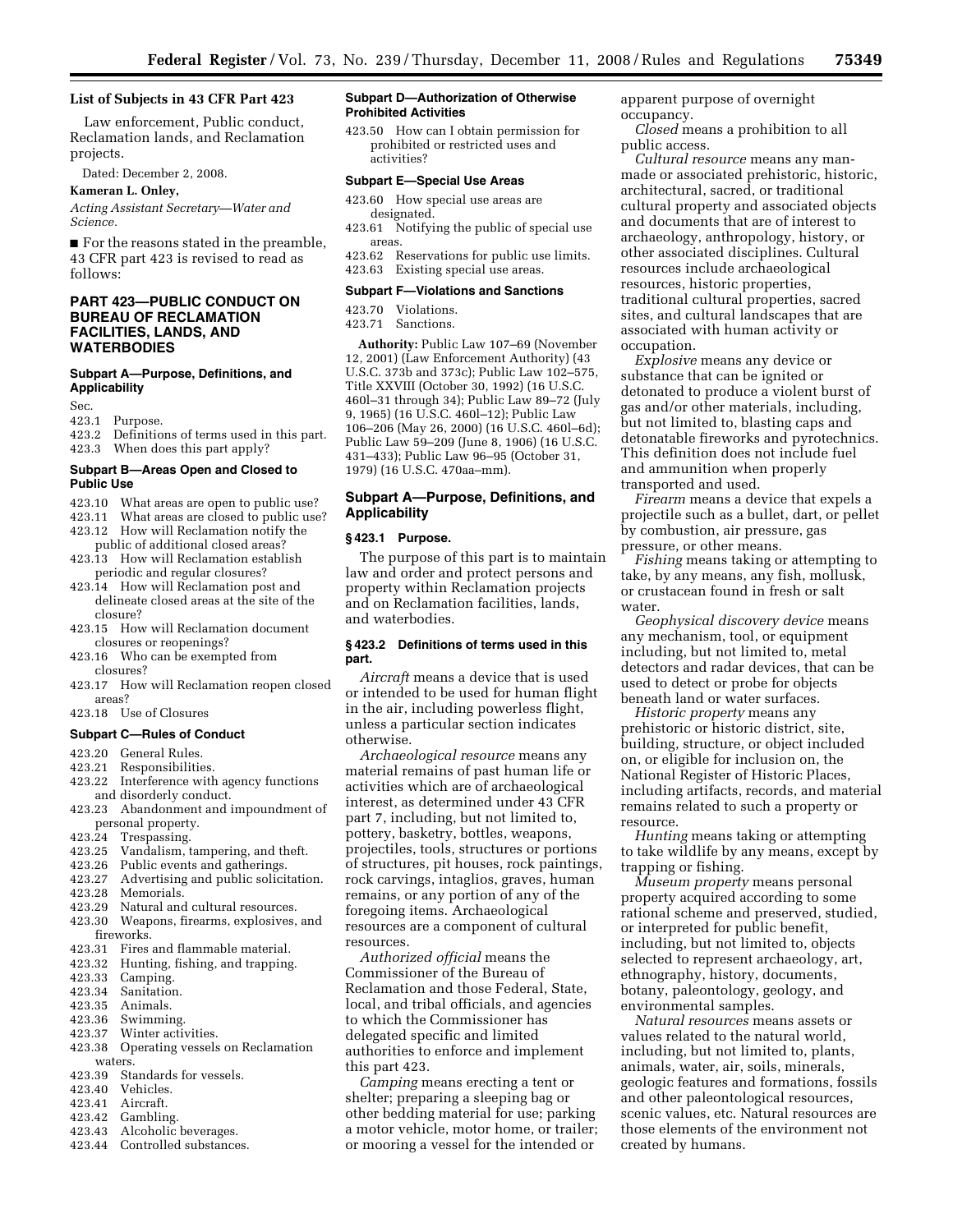## List of Subjects in 43 CFR Part 423

Law enforcement, Public conduct, Reclamation lands, and Reclamation projects.

Dated: December 2, 2008.

**Kameran L. Onley,**

*Acting Assistant Secretary—Water and Science.*

■ For the reasons stated in the preamble, 43 CFR part 423 is revised to read as follows:

## PART 423—PUBLIC CONDUCT ON BUREAU OF RECLAMATION FACILITIES, LANDS, AND WATERBODIES

### Subpart A—Purpose, Definitions, and Applicability

Sec.

423.1 Purpose.
423.2 Definitions of terms used in this part.
423.3 When does this part apply?

### Subpart B—Areas Open and Closed to Public Use

423.10 What areas are open to public use?
423.11 What areas are closed to public use?
423.12 How will Reclamation notify the public of additional closed areas?
423.13 How will Reclamation establish periodic and regular closures?
423.14 How will Reclamation post and delineate closed areas at the site of the closure?
423.15 How will Reclamation document closures or reopenings?
423.16 Who can be exempted from closures?
423.17 How will Reclamation reopen closed areas?
423.18 Use of Closures

### Subpart C—Rules of Conduct

423.20 General Rules.
423.21 Responsibilities.
423.22 Interference with agency functions and disorderly conduct.
423.23 Abandonment and impoundment of personal property.
423.24 Trespassing.
423.25 Vandalism, tampering, and theft.
423.26 Public events and gatherings.
423.27 Advertising and public solicitation.
423.28 Memorials.
423.29 Natural and cultural resources.
423.30 Weapons, firearms, explosives, and fireworks.
423.31 Fires and flammable material.
423.32 Hunting, fishing, and trapping.
423.33 Camping.
423.34 Sanitation.
423.35 Animals.
423.36 Swimming.
423.37 Winter activities.
423.38 Operating vessels on Reclamation waters.
423.39 Standards for vessels.
423.40 Vehicles.
423.41 Aircraft.
423.42 Gambling.
423.43 Alcoholic beverages.
423.44 Controlled substances.

### Subpart D—Authorization of Otherwise Prohibited Activities

423.50 How can I obtain permission for prohibited or restricted uses and activities?

### Subpart E—Special Use Areas

423.60 How special use areas are designated.
423.61 Notifying the public of special use areas.
423.62 Reservations for public use limits.
423.63 Existing special use areas.

### Subpart F—Violations and Sanctions

423.70 Violations.
423.71 Sanctions.

**Authority:** Public Law 107–69 (November 12, 2001) (Law Enforcement Authority) (43 U.S.C. 373b and 373c); Public Law 102–575, Title XXVIII (October 30, 1992) (16 U.S.C. 460l–31 through 34); Public Law 89–72 (July 9, 1965) (16 U.S.C. 460l–12); Public Law 106–206 (May 26, 2000) (16 U.S.C. 460l–6d); Public Law 59–209 (June 8, 1906) (16 U.S.C. 431–433); Public Law 96–95 (October 31, 1979) (16 U.S.C. 470aa–mm).

### Subpart A—Purpose, Definitions, and Applicability

#### § 423.1 Purpose.

The purpose of this part is to maintain law and order and protect persons and property within Reclamation projects and on Reclamation facilities, lands, and waterbodies.

#### § 423.2 Definitions of terms used in this part.

*Aircraft* means a device that is used or intended to be used for human flight in the air, including powerless flight, unless a particular section indicates otherwise.

*Archaeological resource* means any material remains of past human life or activities which are of archaeological interest, as determined under 43 CFR part 7, including, but not limited to, pottery, basketry, bottles, weapons, projectiles, tools, structures or portions of structures, pit houses, rock paintings, rock carvings, intaglios, graves, human remains, or any portion of any of the foregoing items. Archaeological resources are a component of cultural resources.

*Authorized official* means the Commissioner of the Bureau of Reclamation and those Federal, State, local, and tribal officials, and agencies to which the Commissioner has delegated specific and limited authorities to enforce and implement this part 423.

*Camping* means erecting a tent or shelter; preparing a sleeping bag or other bedding material for use; parking a motor vehicle, motor home, or trailer; or mooring a vessel for the intended or apparent purpose of overnight occupancy.

*Closed* means a prohibition to all public access.

*Cultural resource* means any man-made or associated prehistoric, historic, architectural, sacred, or traditional cultural property and associated objects and documents that are of interest to archaeology, anthropology, history, or other associated disciplines. Cultural resources include archaeological resources, historic properties, traditional cultural properties, sacred sites, and cultural landscapes that are associated with human activity or occupation.

*Explosive* means any device or substance that can be ignited or detonated to produce a violent burst of gas and/or other materials, including, but not limited to, blasting caps and detonatable fireworks and pyrotechnics. This definition does not include fuel and ammunition when properly transported and used.

*Firearm* means a device that expels a projectile such as a bullet, dart, or pellet by combustion, air pressure, gas pressure, or other means.

*Fishing* means taking or attempting to take, by any means, any fish, mollusk, or crustacean found in fresh or salt water.

*Geophysical discovery device* means any mechanism, tool, or equipment including, but not limited to, metal detectors and radar devices, that can be used to detect or probe for objects beneath land or water surfaces.

*Historic property* means any prehistoric or historic district, site, building, structure, or object included on, or eligible for inclusion on, the National Register of Historic Places, including artifacts, records, and material remains related to such a property or resource.

*Hunting* means taking or attempting to take wildlife by any means, except by trapping or fishing.

*Museum property* means personal property acquired according to some rational scheme and preserved, studied, or interpreted for public benefit, including, but not limited to, objects selected to represent archaeology, art, ethnography, history, documents, botany, paleontology, geology, and environmental samples.

*Natural resources* means assets or values related to the natural world, including, but not limited to, plants, animals, water, air, soils, minerals, geologic features and formations, fossils and other paleontological resources, scenic values, etc. Natural resources are those elements of the environment not created by humans.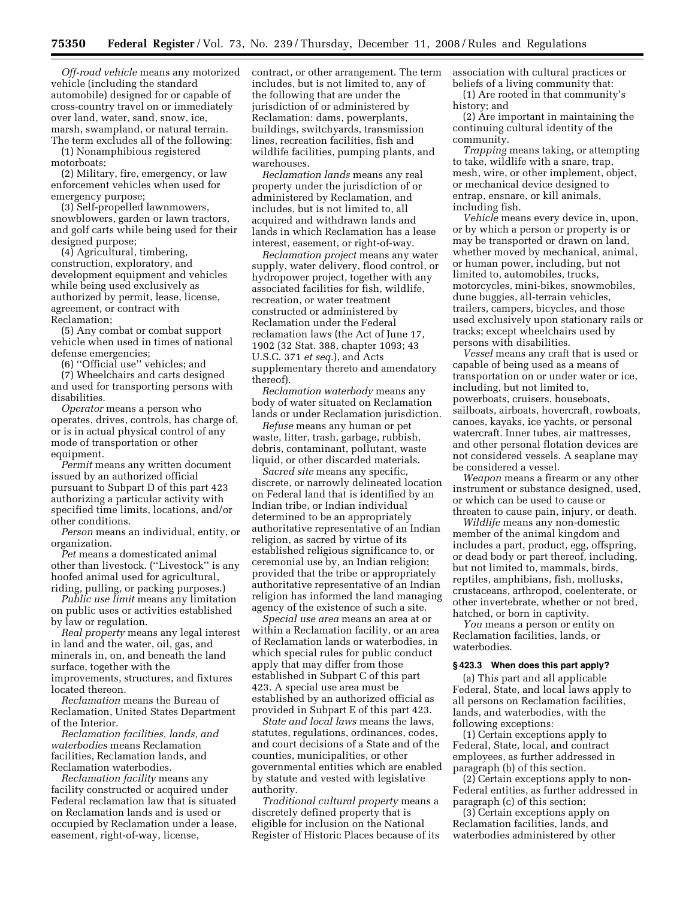*Off-road vehicle* means any motorized vehicle (including the standard automobile) designed for or capable of cross-country travel on or immediately over land, water, sand, snow, ice, marsh, swampland, or natural terrain. The term excludes all of the following:

(1) Nonamphibious registered motorboats;

(2) Military, fire, emergency, or law enforcement vehicles when used for emergency purpose;

(3) Self-propelled lawnmowers, snowblowers, garden or lawn tractors, and golf carts while being used for their designed purpose;

(4) Agricultural, timbering, construction, exploratory, and development equipment and vehicles while being used exclusively as authorized by permit, lease, license, agreement, or contract with Reclamation;

(5) Any combat or combat support vehicle when used in times of national defense emergencies;

(6) "Official use" vehicles; and

(7) Wheelchairs and carts designed and used for transporting persons with disabilities.

*Operator* means a person who operates, drives, controls, has charge of, or is in actual physical control of any mode of transportation or other equipment.

*Permit* means any written document issued by an authorized official pursuant to Subpart D of this part 423 authorizing a particular activity with specified time limits, locations, and/or other conditions.

*Person* means an individual, entity, or organization.

*Pet* means a domesticated animal other than livestock. ("Livestock" is any hoofed animal used for agricultural, riding, pulling, or packing purposes.)

*Public use limit* means any limitation on public uses or activities established by law or regulation.

*Real property* means any legal interest in land and the water, oil, gas, and minerals in, on, and beneath the land surface, together with the improvements, structures, and fixtures located thereon.

*Reclamation* means the Bureau of Reclamation, United States Department of the Interior.

*Reclamation facilities, lands, and waterbodies* means Reclamation facilities, Reclamation lands, and Reclamation waterbodies.

*Reclamation facility* means any facility constructed or acquired under Federal reclamation law that is situated on Reclamation lands and is used or occupied by Reclamation under a lease, easement, right-of-way, license, contract, or other arrangement. The term includes, but is not limited to, any of the following that are under the jurisdiction of or administered by Reclamation: dams, powerplants, buildings, switchyards, transmission lines, recreation facilities, fish and wildlife facilities, pumping plants, and warehouses.

*Reclamation lands* means any real property under the jurisdiction of or administered by Reclamation, and includes, but is not limited to, all acquired and withdrawn lands and lands in which Reclamation has a lease interest, easement, or right-of-way.

*Reclamation project* means any water supply, water delivery, flood control, or hydropower project, together with any associated facilities for fish, wildlife, recreation, or water treatment constructed or administered by Reclamation under the Federal reclamation laws (the Act of June 17, 1902 (32 Stat. 388, chapter 1093; 43 U.S.C. 371 *et seq.*), and Acts supplementary thereto and amendatory thereof).

*Reclamation waterbody* means any body of water situated on Reclamation lands or under Reclamation jurisdiction.

*Refuse* means any human or pet waste, litter, trash, garbage, rubbish, debris, contaminant, pollutant, waste liquid, or other discarded materials.

*Sacred site* means any specific, discrete, or narrowly delineated location on Federal land that is identified by an Indian tribe, or Indian individual determined to be an appropriately authoritative representative of an Indian religion, as sacred by virtue of its established religious significance to, or ceremonial use by, an Indian religion; provided that the tribe or appropriately authoritative representative of an Indian religion has informed the land managing agency of the existence of such a site.

*Special use area* means an area at or within a Reclamation facility, or an area of Reclamation lands or waterbodies, in which special rules for public conduct apply that may differ from those established in Subpart C of this part 423. A special use area must be established by an authorized official as provided in Subpart E of this part 423.

*State and local laws* means the laws, statutes, regulations, ordinances, codes, and court decisions of a State and of the counties, municipalities, or other governmental entities which are enabled by statute and vested with legislative authority.

*Traditional cultural property* means a discretely defined property that is eligible for inclusion on the National Register of Historic Places because of its association with cultural practices or beliefs of a living community that:

(1) Are rooted in that community's history; and

(2) Are important in maintaining the continuing cultural identity of the community.

*Trapping* means taking, or attempting to take, wildlife with a snare, trap, mesh, wire, or other implement, object, or mechanical device designed to entrap, ensnare, or kill animals, including fish.

*Vehicle* means every device in, upon, or by which a person or property is or may be transported or drawn on land, whether moved by mechanical, animal, or human power, including, but not limited to, automobiles, trucks, motorcycles, mini-bikes, snowmobiles, dune buggies, all-terrain vehicles, trailers, campers, bicycles, and those used exclusively upon stationary rails or tracks; except wheelchairs used by persons with disabilities.

*Vessel* means any craft that is used or capable of being used as a means of transportation on or under water or ice, including, but not limited to, powerboats, cruisers, houseboats, sailboats, airboats, hovercraft, rowboats, canoes, kayaks, ice yachts, or personal watercraft. Inner tubes, air mattresses, and other personal flotation devices are not considered vessels. A seaplane may be considered a vessel.

*Weapon* means a firearm or any other instrument or substance designed, used, or which can be used to cause or threaten to cause pain, injury, or death.

*Wildlife* means any non-domestic member of the animal kingdom and includes a part, product, egg, offspring, or dead body or part thereof, including, but not limited to, mammals, birds, reptiles, amphibians, fish, mollusks, crustaceans, arthropod, coelenterate, or other invertebrate, whether or not bred, hatched, or born in captivity.

*You* means a person or entity on Reclamation facilities, lands, or waterbodies.

#### § 423.3 When does this part apply?

(a) This part and all applicable Federal, State, and local laws apply to all persons on Reclamation facilities, lands, and waterbodies, with the following exceptions:

(1) Certain exceptions apply to Federal, State, local, and contract employees, as further addressed in paragraph (b) of this section.

(2) Certain exceptions apply to non-Federal entities, as further addressed in paragraph (c) of this section;

(3) Certain exceptions apply on Reclamation facilities, lands, and waterbodies administered by other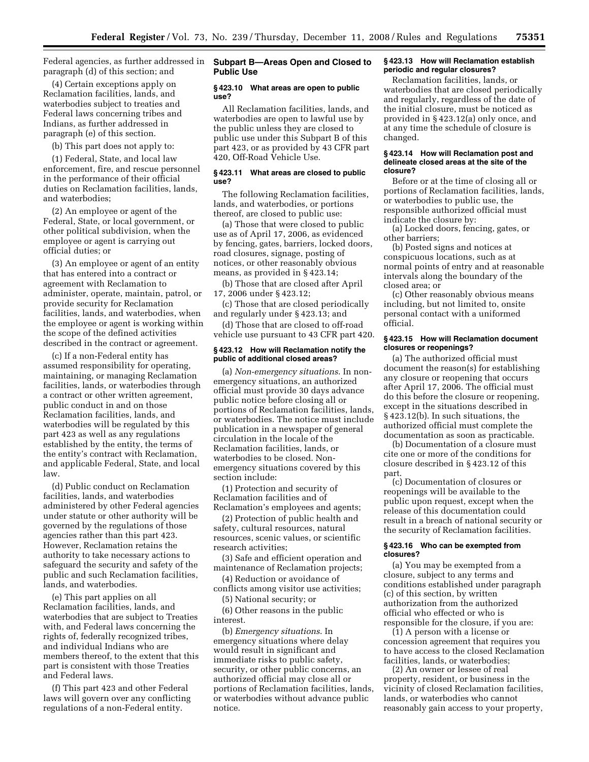Federal agencies, as further addressed in paragraph (d) of this section; and

(4) Certain exceptions apply on Reclamation facilities, lands, and waterbodies subject to treaties and Federal laws concerning tribes and Indians, as further addressed in paragraph (e) of this section.

(b) This part does not apply to:

(1) Federal, State, and local law enforcement, fire, and rescue personnel in the performance of their official duties on Reclamation facilities, lands, and waterbodies;

(2) An employee or agent of the Federal, State, or local government, or other political subdivision, when the employee or agent is carrying out official duties; or

(3) An employee or agent of an entity that has entered into a contract or agreement with Reclamation to administer, operate, maintain, patrol, or provide security for Reclamation facilities, lands, and waterbodies, when the employee or agent is working within the scope of the defined activities described in the contract or agreement.

(c) If a non-Federal entity has assumed responsibility for operating, maintaining, or managing Reclamation facilities, lands, or waterbodies through a contract or other written agreement, public conduct in and on those Reclamation facilities, lands, and waterbodies will be regulated by this part 423 as well as any regulations established by the entity, the terms of the entity's contract with Reclamation, and applicable Federal, State, and local law.

(d) Public conduct on Reclamation facilities, lands, and waterbodies administered by other Federal agencies under statute or other authority will be governed by the regulations of those agencies rather than this part 423. However, Reclamation retains the authority to take necessary actions to safeguard the security and safety of the public and such Reclamation facilities, lands, and waterbodies.

(e) This part applies on all Reclamation facilities, lands, and waterbodies that are subject to Treaties with, and Federal laws concerning the rights of, federally recognized tribes, and individual Indians who are members thereof, to the extent that this part is consistent with those Treaties and Federal laws.

(f) This part 423 and other Federal laws will govern over any conflicting regulations of a non-Federal entity.

## Subpart B—Areas Open and Closed to Public Use

### § 423.10 What areas are open to public use?

All Reclamation facilities, lands, and waterbodies are open to lawful use by the public unless they are closed to public use under this Subpart B of this part 423, or as provided by 43 CFR part 420, Off-Road Vehicle Use.

### § 423.11 What areas are closed to public use?

The following Reclamation facilities, lands, and waterbodies, or portions thereof, are closed to public use:

(a) Those that were closed to public use as of April 17, 2006, as evidenced by fencing, gates, barriers, locked doors, road closures, signage, posting of notices, or other reasonably obvious means, as provided in § 423.14;

(b) Those that are closed after April 17, 2006 under § 423.12;

(c) Those that are closed periodically and regularly under § 423.13; and

(d) Those that are closed to off-road vehicle use pursuant to 43 CFR part 420.

### § 423.12 How will Reclamation notify the public of additional closed areas?

(a) *Non-emergency situations.* In non-emergency situations, an authorized official must provide 30 days advance public notice before closing all or portions of Reclamation facilities, lands, or waterbodies. The notice must include publication in a newspaper of general circulation in the locale of the Reclamation facilities, lands, or waterbodies to be closed. Non-emergency situations covered by this section include:

(1) Protection and security of Reclamation facilities and of Reclamation's employees and agents;

(2) Protection of public health and safety, cultural resources, natural resources, scenic values, or scientific research activities;

(3) Safe and efficient operation and maintenance of Reclamation projects;

(4) Reduction or avoidance of conflicts among visitor use activities;

(5) National security; or

(6) Other reasons in the public interest.

(b) *Emergency situations.* In emergency situations where delay would result in significant and immediate risks to public safety, security, or other public concerns, an authorized official may close all or portions of Reclamation facilities, lands, or waterbodies without advance public notice.

### § 423.13 How will Reclamation establish periodic and regular closures?

Reclamation facilities, lands, or waterbodies that are closed periodically and regularly, regardless of the date of the initial closure, must be noticed as provided in § 423.12(a) only once, and at any time the schedule of closure is changed.

### § 423.14 How will Reclamation post and delineate closed areas at the site of the closure?

Before or at the time of closing all or portions of Reclamation facilities, lands, or waterbodies to public use, the responsible authorized official must indicate the closure by:

(a) Locked doors, fencing, gates, or other barriers;

(b) Posted signs and notices at conspicuous locations, such as at normal points of entry and at reasonable intervals along the boundary of the closed area; or

(c) Other reasonably obvious means including, but not limited to, onsite personal contact with a uniformed official.

### § 423.15 How will Reclamation document closures or reopenings?

(a) The authorized official must document the reason(s) for establishing any closure or reopening that occurs after April 17, 2006. The official must do this before the closure or reopening, except in the situations described in § 423.12(b). In such situations, the authorized official must complete the documentation as soon as practicable.

(b) Documentation of a closure must cite one or more of the conditions for closure described in § 423.12 of this part.

(c) Documentation of closures or reopenings will be available to the public upon request, except when the release of this documentation could result in a breach of national security or the security of Reclamation facilities.

### § 423.16 Who can be exempted from closures?

(a) You may be exempted from a closure, subject to any terms and conditions established under paragraph (c) of this section, by written authorization from the authorized official who effected or who is responsible for the closure, if you are:

(1) A person with a license or concession agreement that requires you to have access to the closed Reclamation facilities, lands, or waterbodies;

(2) An owner or lessee of real property, resident, or business in the vicinity of closed Reclamation facilities, lands, or waterbodies who cannot reasonably gain access to your property,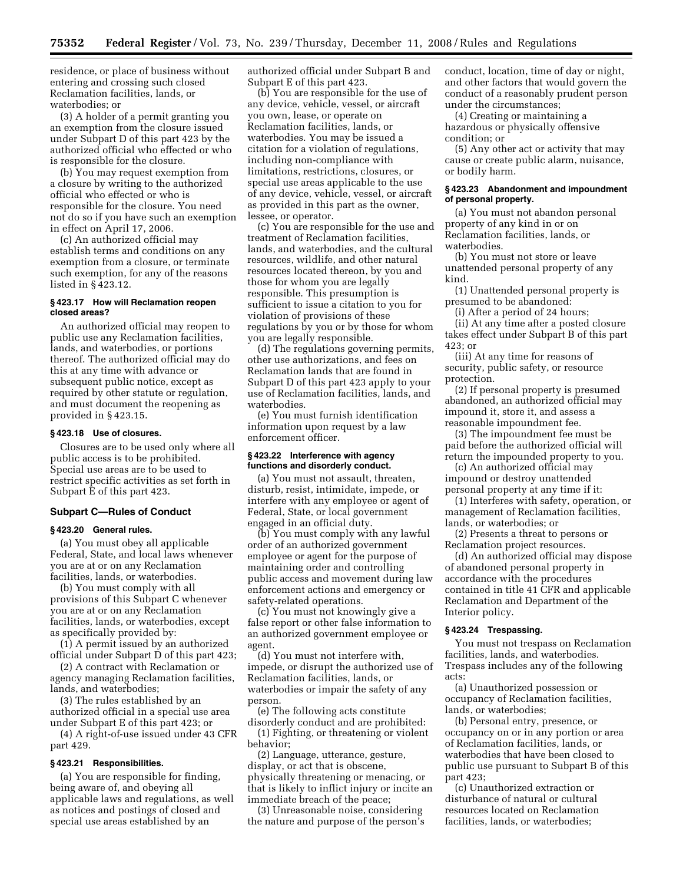residence, or place of business without entering and crossing such closed Reclamation facilities, lands, or waterbodies; or

(3) A holder of a permit granting you an exemption from the closure issued under Subpart D of this part 423 by the authorized official who effected or who is responsible for the closure.

(b) You may request exemption from a closure by writing to the authorized official who effected or who is responsible for the closure. You need not do so if you have such an exemption in effect on April 17, 2006.

(c) An authorized official may establish terms and conditions on any exemption from a closure, or terminate such exemption, for any of the reasons listed in § 423.12.

#### § 423.17 How will Reclamation reopen closed areas?

An authorized official may reopen to public use any Reclamation facilities, lands, and waterbodies, or portions thereof. The authorized official may do this at any time with advance or subsequent public notice, except as required by other statute or regulation, and must document the reopening as provided in § 423.15.

#### § 423.18 Use of closures.

Closures are to be used only where all public access is to be prohibited. Special use areas are to be used to restrict specific activities as set forth in Subpart E of this part 423.

### Subpart C—Rules of Conduct

#### § 423.20 General rules.

(a) You must obey all applicable Federal, State, and local laws whenever you are at or on any Reclamation facilities, lands, or waterbodies.

(b) You must comply with all provisions of this Subpart C whenever you are at or on any Reclamation facilities, lands, or waterbodies, except as specifically provided by:

(1) A permit issued by an authorized official under Subpart D of this part 423;

(2) A contract with Reclamation or agency managing Reclamation facilities, lands, and waterbodies;

(3) The rules established by an authorized official in a special use area under Subpart E of this part 423; or

(4) A right-of-use issued under 43 CFR part 429.

#### § 423.21 Responsibilities.

(a) You are responsible for finding, being aware of, and obeying all applicable laws and regulations, as well as notices and postings of closed and special use areas established by an authorized official under Subpart B and Subpart E of this part 423.

(b) You are responsible for the use of any device, vehicle, vessel, or aircraft you own, lease, or operate on Reclamation facilities, lands, or waterbodies. You may be issued a citation for a violation of regulations, including non-compliance with limitations, restrictions, closures, or special use areas applicable to the use of any device, vehicle, vessel, or aircraft as provided in this part as the owner, lessee, or operator.

(c) You are responsible for the use and treatment of Reclamation facilities, lands, and waterbodies, and the cultural resources, wildlife, and other natural resources located thereon, by you and those for whom you are legally responsible. This presumption is sufficient to issue a citation to you for violation of provisions of these regulations by you or by those for whom you are legally responsible.

(d) The regulations governing permits, other use authorizations, and fees on Reclamation lands that are found in Subpart D of this part 423 apply to your use of Reclamation facilities, lands, and waterbodies.

(e) You must furnish identification information upon request by a law enforcement officer.

#### § 423.22 Interference with agency functions and disorderly conduct.

(a) You must not assault, threaten, disturb, resist, intimidate, impede, or interfere with any employee or agent of Federal, State, or local government engaged in an official duty.

(b) You must comply with any lawful order of an authorized government employee or agent for the purpose of maintaining order and controlling public access and movement during law enforcement actions and emergency or safety-related operations.

(c) You must not knowingly give a false report or other false information to an authorized government employee or agent.

(d) You must not interfere with, impede, or disrupt the authorized use of Reclamation facilities, lands, or waterbodies or impair the safety of any person.

(e) The following acts constitute disorderly conduct and are prohibited:

(1) Fighting, or threatening or violent behavior;

(2) Language, utterance, gesture, display, or act that is obscene, physically threatening or menacing, or that is likely to inflict injury or incite an immediate breach of the peace;

(3) Unreasonable noise, considering the nature and purpose of the person's conduct, location, time of day or night, and other factors that would govern the conduct of a reasonably prudent person under the circumstances;

(4) Creating or maintaining a hazardous or physically offensive condition; or

(5) Any other act or activity that may cause or create public alarm, nuisance, or bodily harm.

#### § 423.23 Abandonment and impoundment of personal property.

(a) You must not abandon personal property of any kind in or on Reclamation facilities, lands, or waterbodies.

(b) You must not store or leave unattended personal property of any kind.

(1) Unattended personal property is presumed to be abandoned:

(i) After a period of 24 hours;

(ii) At any time after a posted closure takes effect under Subpart B of this part 423; or

(iii) At any time for reasons of security, public safety, or resource protection.

(2) If personal property is presumed abandoned, an authorized official may impound it, store it, and assess a reasonable impoundment fee.

(3) The impoundment fee must be paid before the authorized official will return the impounded property to you.

(c) An authorized official may impound or destroy unattended personal property at any time if it:

(1) Interferes with safety, operation, or management of Reclamation facilities, lands, or waterbodies; or

(2) Presents a threat to persons or Reclamation project resources.

(d) An authorized official may dispose of abandoned personal property in accordance with the procedures contained in title 41 CFR and applicable Reclamation and Department of the Interior policy.

#### § 423.24 Trespassing.

You must not trespass on Reclamation facilities, lands, and waterbodies. Trespass includes any of the following acts:

(a) Unauthorized possession or occupancy of Reclamation facilities, lands, or waterbodies;

(b) Personal entry, presence, or occupancy on or in any portion or area of Reclamation facilities, lands, or waterbodies that have been closed to public use pursuant to Subpart B of this part 423;

(c) Unauthorized extraction or disturbance of natural or cultural resources located on Reclamation facilities, lands, or waterbodies;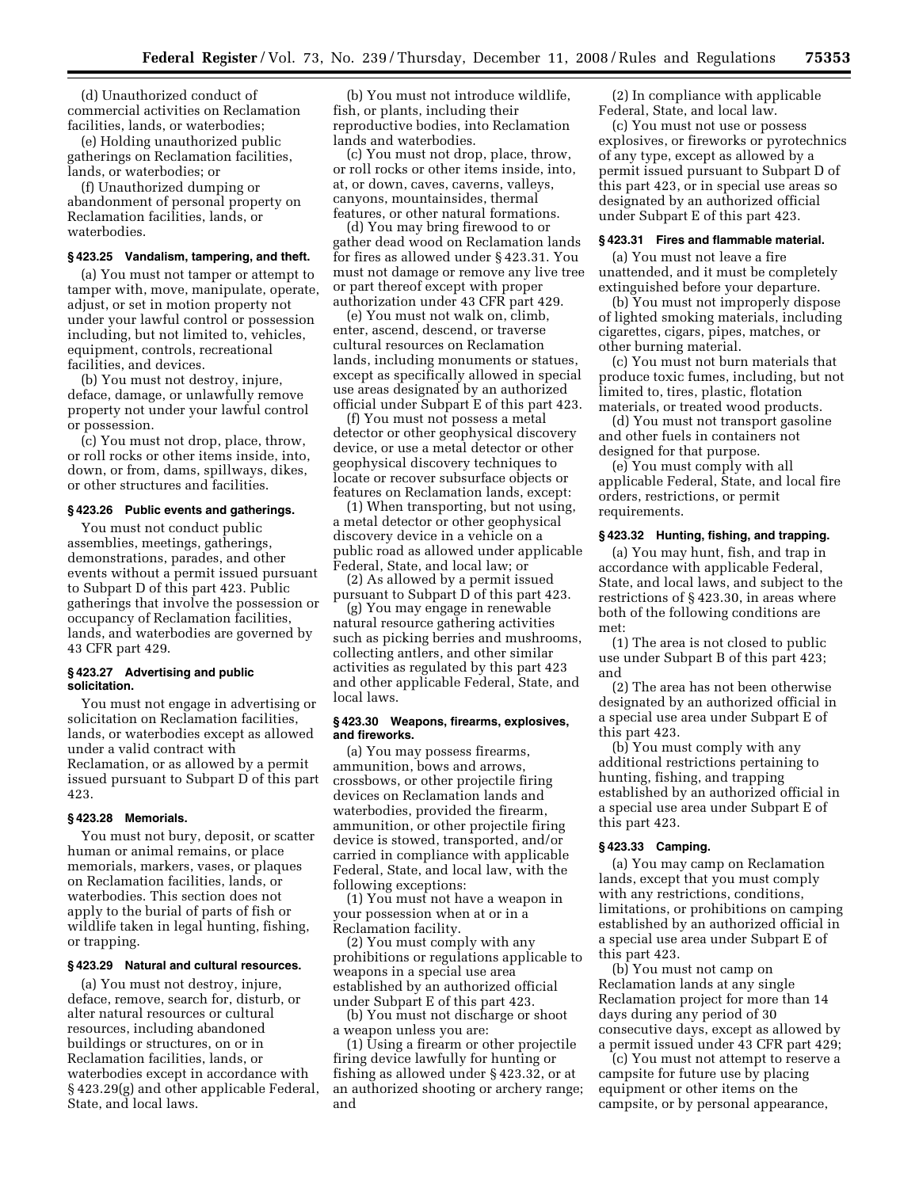(d) Unauthorized conduct of commercial activities on Reclamation facilities, lands, or waterbodies;

(e) Holding unauthorized public gatherings on Reclamation facilities, lands, or waterbodies; or

(f) Unauthorized dumping or abandonment of personal property on Reclamation facilities, lands, or waterbodies.

### § 423.25 Vandalism, tampering, and theft.

(a) You must not tamper or attempt to tamper with, move, manipulate, operate, adjust, or set in motion property not under your lawful control or possession including, but not limited to, vehicles, equipment, controls, recreational facilities, and devices.

(b) You must not destroy, injure, deface, damage, or unlawfully remove property not under your lawful control or possession.

(c) You must not drop, place, throw, or roll rocks or other items inside, into, down, or from, dams, spillways, dikes, or other structures and facilities.

### § 423.26 Public events and gatherings.

You must not conduct public assemblies, meetings, gatherings, demonstrations, parades, and other events without a permit issued pursuant to Subpart D of this part 423. Public gatherings that involve the possession or occupancy of Reclamation facilities, lands, and waterbodies are governed by 43 CFR part 429.

### § 423.27 Advertising and public solicitation.

You must not engage in advertising or solicitation on Reclamation facilities, lands, or waterbodies except as allowed under a valid contract with Reclamation, or as allowed by a permit issued pursuant to Subpart D of this part 423.

### § 423.28 Memorials.

You must not bury, deposit, or scatter human or animal remains, or place memorials, markers, vases, or plaques on Reclamation facilities, lands, or waterbodies. This section does not apply to the burial of parts of fish or wildlife taken in legal hunting, fishing, or trapping.

### § 423.29 Natural and cultural resources.

(a) You must not destroy, injure, deface, remove, search for, disturb, or alter natural resources or cultural resources, including abandoned buildings or structures, on or in Reclamation facilities, lands, or waterbodies except in accordance with § 423.29(g) and other applicable Federal, State, and local laws.

(b) You must not introduce wildlife, fish, or plants, including their reproductive bodies, into Reclamation lands and waterbodies.

(c) You must not drop, place, throw, or roll rocks or other items inside, into, at, or down, caves, caverns, valleys, canyons, mountainsides, thermal features, or other natural formations.

(d) You may bring firewood to or gather dead wood on Reclamation lands for fires as allowed under § 423.31. You must not damage or remove any live tree or part thereof except with proper authorization under 43 CFR part 429.

(e) You must not walk on, climb, enter, ascend, descend, or traverse cultural resources on Reclamation lands, including monuments or statues, except as specifically allowed in special use areas designated by an authorized official under Subpart E of this part 423.

(f) You must not possess a metal detector or other geophysical discovery device, or use a metal detector or other geophysical discovery techniques to locate or recover subsurface objects or features on Reclamation lands, except:

(1) When transporting, but not using, a metal detector or other geophysical discovery device in a vehicle on a public road as allowed under applicable Federal, State, and local law; or

(2) As allowed by a permit issued pursuant to Subpart D of this part 423.

(g) You may engage in renewable natural resource gathering activities such as picking berries and mushrooms, collecting antlers, and other similar activities as regulated by this part 423 and other applicable Federal, State, and local laws.

### § 423.30 Weapons, firearms, explosives, and fireworks.

(a) You may possess firearms, ammunition, bows and arrows, crossbows, or other projectile firing devices on Reclamation lands and waterbodies, provided the firearm, ammunition, or other projectile firing device is stowed, transported, and/or carried in compliance with applicable Federal, State, and local law, with the following exceptions:

(1) You must not have a weapon in your possession when at or in a Reclamation facility.

(2) You must comply with any prohibitions or regulations applicable to weapons in a special use area established by an authorized official under Subpart E of this part 423.

(b) You must not discharge or shoot a weapon unless you are:

(1) Using a firearm or other projectile firing device lawfully for hunting or fishing as allowed under § 423.32, or at an authorized shooting or archery range; and

(2) In compliance with applicable Federal, State, and local law.

(c) You must not use or possess explosives, or fireworks or pyrotechnics of any type, except as allowed by a permit issued pursuant to Subpart D of this part 423, or in special use areas so designated by an authorized official under Subpart E of this part 423.

### § 423.31 Fires and flammable material.

(a) You must not leave a fire unattended, and it must be completely extinguished before your departure.

(b) You must not improperly dispose of lighted smoking materials, including cigarettes, cigars, pipes, matches, or other burning material.

(c) You must not burn materials that produce toxic fumes, including, but not limited to, tires, plastic, flotation materials, or treated wood products.

(d) You must not transport gasoline and other fuels in containers not designed for that purpose.

(e) You must comply with all applicable Federal, State, and local fire orders, restrictions, or permit requirements.

### § 423.32 Hunting, fishing, and trapping.

(a) You may hunt, fish, and trap in accordance with applicable Federal, State, and local laws, and subject to the restrictions of § 423.30, in areas where both of the following conditions are met:

(1) The area is not closed to public use under Subpart B of this part 423; and

(2) The area has not been otherwise designated by an authorized official in a special use area under Subpart E of this part 423.

(b) You must comply with any additional restrictions pertaining to hunting, fishing, and trapping established by an authorized official in a special use area under Subpart E of this part 423.

### § 423.33 Camping.

(a) You may camp on Reclamation lands, except that you must comply with any restrictions, conditions, limitations, or prohibitions on camping established by an authorized official in a special use area under Subpart E of this part 423.

(b) You must not camp on Reclamation lands at any single Reclamation project for more than 14 days during any period of 30 consecutive days, except as allowed by a permit issued under 43 CFR part 429;

(c) You must not attempt to reserve a campsite for future use by placing equipment or other items on the campsite, or by personal appearance,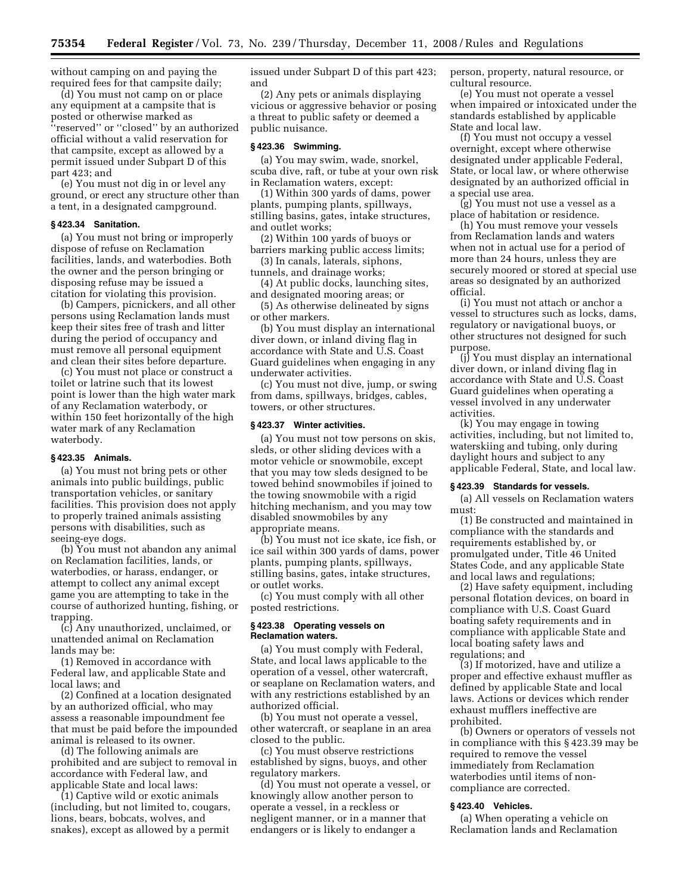without camping on and paying the required fees for that campsite daily;

(d) You must not camp on or place any equipment at a campsite that is posted or otherwise marked as "reserved" or "closed" by an authorized official without a valid reservation for that campsite, except as allowed by a permit issued under Subpart D of this part 423; and

(e) You must not dig in or level any ground, or erect any structure other than a tent, in a designated campground.

### § 423.34 Sanitation.

(a) You must not bring or improperly dispose of refuse on Reclamation facilities, lands, and waterbodies. Both the owner and the person bringing or disposing refuse may be issued a citation for violating this provision.

(b) Campers, picnickers, and all other persons using Reclamation lands must keep their sites free of trash and litter during the period of occupancy and must remove all personal equipment and clean their sites before departure.

(c) You must not place or construct a toilet or latrine such that its lowest point is lower than the high water mark of any Reclamation waterbody, or within 150 feet horizontally of the high water mark of any Reclamation waterbody.

### § 423.35 Animals.

(a) You must not bring pets or other animals into public buildings, public transportation vehicles, or sanitary facilities. This provision does not apply to properly trained animals assisting persons with disabilities, such as seeing-eye dogs.

(b) You must not abandon any animal on Reclamation facilities, lands, or waterbodies, or harass, endanger, or attempt to collect any animal except game you are attempting to take in the course of authorized hunting, fishing, or trapping.

(c) Any unauthorized, unclaimed, or unattended animal on Reclamation lands may be:

(1) Removed in accordance with Federal law, and applicable State and local laws; and

(2) Confined at a location designated by an authorized official, who may assess a reasonable impoundment fee that must be paid before the impounded animal is released to its owner.

(d) The following animals are prohibited and are subject to removal in accordance with Federal law, and applicable State and local laws:

(1) Captive wild or exotic animals (including, but not limited to, cougars, lions, bears, bobcats, wolves, and snakes), except as allowed by a permit issued under Subpart D of this part 423; and

(2) Any pets or animals displaying vicious or aggressive behavior or posing a threat to public safety or deemed a public nuisance.

### § 423.36 Swimming.

(a) You may swim, wade, snorkel, scuba dive, raft, or tube at your own risk in Reclamation waters, except:

(1) Within 300 yards of dams, power plants, pumping plants, spillways, stilling basins, gates, intake structures, and outlet works;

(2) Within 100 yards of buoys or barriers marking public access limits;

(3) In canals, laterals, siphons, tunnels, and drainage works;

(4) At public docks, launching sites, and designated mooring areas; or

(5) As otherwise delineated by signs or other markers.

(b) You must display an international diver down, or inland diving flag in accordance with State and U.S. Coast Guard guidelines when engaging in any underwater activities.

(c) You must not dive, jump, or swing from dams, spillways, bridges, cables, towers, or other structures.

### § 423.37 Winter activities.

(a) You must not tow persons on skis, sleds, or other sliding devices with a motor vehicle or snowmobile, except that you may tow sleds designed to be towed behind snowmobiles if joined to the towing snowmobile with a rigid hitching mechanism, and you may tow disabled snowmobiles by any appropriate means.

(b) You must not ice skate, ice fish, or ice sail within 300 yards of dams, power plants, pumping plants, spillways, stilling basins, gates, intake structures, or outlet works.

(c) You must comply with all other posted restrictions.

### § 423.38 Operating vessels on Reclamation waters.

(a) You must comply with Federal, State, and local laws applicable to the operation of a vessel, other watercraft, or seaplane on Reclamation waters, and with any restrictions established by an authorized official.

(b) You must not operate a vessel, other watercraft, or seaplane in an area closed to the public.

(c) You must observe restrictions established by signs, buoys, and other regulatory markers.

(d) You must not operate a vessel, or knowingly allow another person to operate a vessel, in a reckless or negligent manner, or in a manner that endangers or is likely to endanger a person, property, natural resource, or cultural resource.

(e) You must not operate a vessel when impaired or intoxicated under the standards established by applicable State and local law.

(f) You must not occupy a vessel overnight, except where otherwise designated under applicable Federal, State, or local law, or where otherwise designated by an authorized official in a special use area.

(g) You must not use a vessel as a place of habitation or residence.

(h) You must remove your vessels from Reclamation lands and waters when not in actual use for a period of more than 24 hours, unless they are securely moored or stored at special use areas so designated by an authorized official.

(i) You must not attach or anchor a vessel to structures such as locks, dams, regulatory or navigational buoys, or other structures not designed for such purpose.

(j) You must display an international diver down, or inland diving flag in accordance with State and U.S. Coast Guard guidelines when operating a vessel involved in any underwater activities.

(k) You may engage in towing activities, including, but not limited to, waterskiing and tubing, only during daylight hours and subject to any applicable Federal, State, and local law.

### § 423.39 Standards for vessels.

(a) All vessels on Reclamation waters must:

(1) Be constructed and maintained in compliance with the standards and requirements established by, or promulgated under, Title 46 United States Code, and any applicable State and local laws and regulations;

(2) Have safety equipment, including personal flotation devices, on board in compliance with U.S. Coast Guard boating safety requirements and in compliance with applicable State and local boating safety laws and regulations; and

(3) If motorized, have and utilize a proper and effective exhaust muffler as defined by applicable State and local laws. Actions or devices which render exhaust mufflers ineffective are prohibited.

(b) Owners or operators of vessels not in compliance with this § 423.39 may be required to remove the vessel immediately from Reclamation waterbodies until items of non-compliance are corrected.

### § 423.40 Vehicles.

(a) When operating a vehicle on Reclamation lands and Reclamation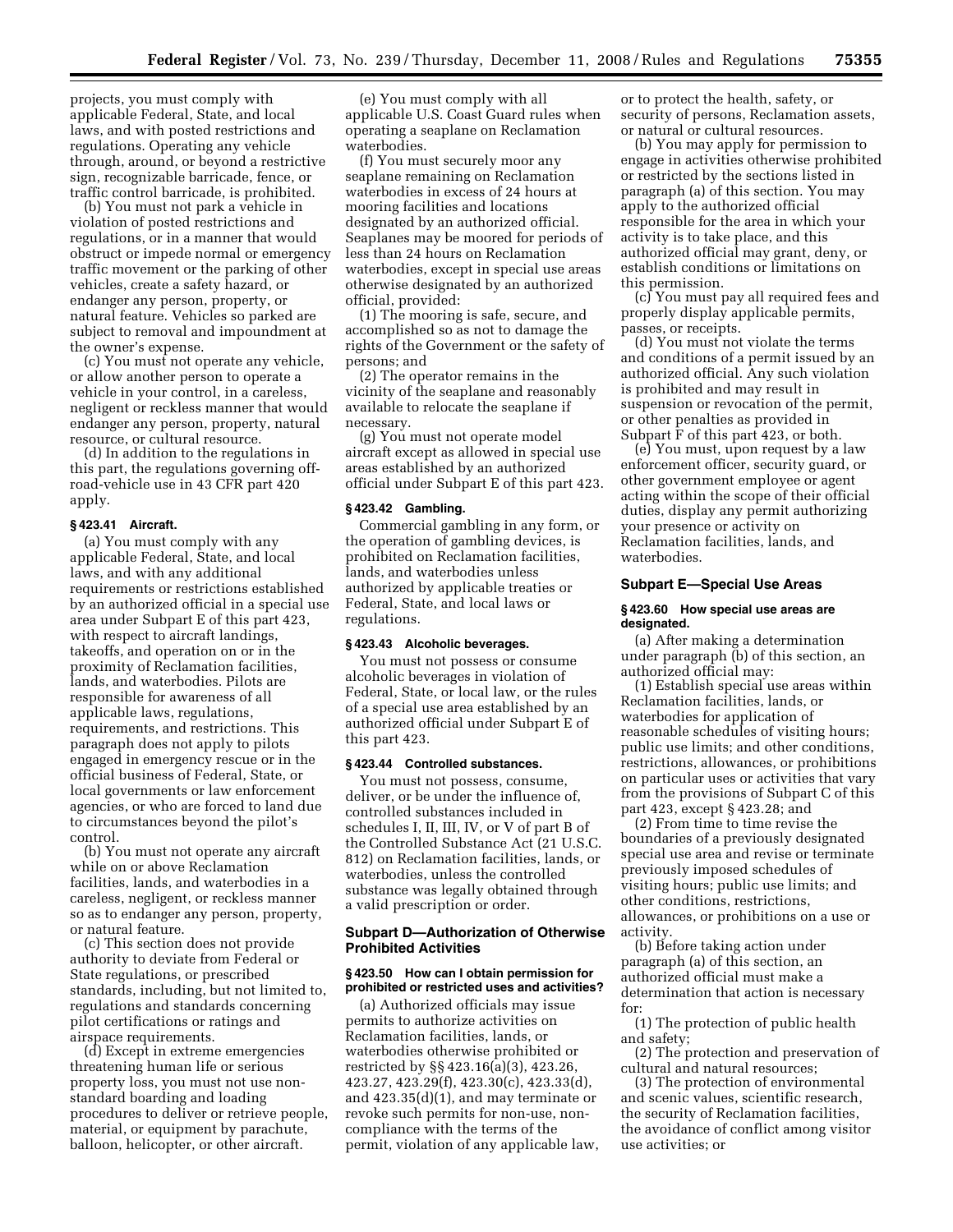projects, you must comply with applicable Federal, State, and local laws, and with posted restrictions and regulations. Operating any vehicle through, around, or beyond a restrictive sign, recognizable barricade, fence, or traffic control barricade, is prohibited.

(b) You must not park a vehicle in violation of posted restrictions and regulations, or in a manner that would obstruct or impede normal or emergency traffic movement or the parking of other vehicles, create a safety hazard, or endanger any person, property, or natural feature. Vehicles so parked are subject to removal and impoundment at the owner's expense.

(c) You must not operate any vehicle, or allow another person to operate a vehicle in your control, in a careless, negligent or reckless manner that would endanger any person, property, natural resource, or cultural resource.

(d) In addition to the regulations in this part, the regulations governing off-road-vehicle use in 43 CFR part 420 apply.

### § 423.41 Aircraft.

(a) You must comply with any applicable Federal, State, and local laws, and with any additional requirements or restrictions established by an authorized official in a special use area under Subpart E of this part 423, with respect to aircraft landings, takeoffs, and operation on or in the proximity of Reclamation facilities, lands, and waterbodies. Pilots are responsible for awareness of all applicable laws, regulations, requirements, and restrictions. This paragraph does not apply to pilots engaged in emergency rescue or in the official business of Federal, State, or local governments or law enforcement agencies, or who are forced to land due to circumstances beyond the pilot's control.

(b) You must not operate any aircraft while on or above Reclamation facilities, lands, and waterbodies in a careless, negligent, or reckless manner so as to endanger any person, property, or natural feature.

(c) This section does not provide authority to deviate from Federal or State regulations, or prescribed standards, including, but not limited to, regulations and standards concerning pilot certifications or ratings and airspace requirements.

(d) Except in extreme emergencies threatening human life or serious property loss, you must not use non-standard boarding and loading procedures to deliver or retrieve people, material, or equipment by parachute, balloon, helicopter, or other aircraft.

(e) You must comply with all applicable U.S. Coast Guard rules when operating a seaplane on Reclamation waterbodies.

(f) You must securely moor any seaplane remaining on Reclamation waterbodies in excess of 24 hours at mooring facilities and locations designated by an authorized official. Seaplanes may be moored for periods of less than 24 hours on Reclamation waterbodies, except in special use areas otherwise designated by an authorized official, provided:

(1) The mooring is safe, secure, and accomplished so as not to damage the rights of the Government or the safety of persons; and

(2) The operator remains in the vicinity of the seaplane and reasonably available to relocate the seaplane if necessary.

(g) You must not operate model aircraft except as allowed in special use areas established by an authorized official under Subpart E of this part 423.

### § 423.42 Gambling.

Commercial gambling in any form, or the operation of gambling devices, is prohibited on Reclamation facilities, lands, and waterbodies unless authorized by applicable treaties or Federal, State, and local laws or regulations.

### § 423.43 Alcoholic beverages.

You must not possess or consume alcoholic beverages in violation of Federal, State, or local law, or the rules of a special use area established by an authorized official under Subpart E of this part 423.

### § 423.44 Controlled substances.

You must not possess, consume, deliver, or be under the influence of, controlled substances included in schedules I, II, III, IV, or V of part B of the Controlled Substance Act (21 U.S.C. 812) on Reclamation facilities, lands, or waterbodies, unless the controlled substance was legally obtained through a valid prescription or order.

## Subpart D—Authorization of Otherwise Prohibited Activities

### § 423.50 How can I obtain permission for prohibited or restricted uses and activities?

(a) Authorized officials may issue permits to authorize activities on Reclamation facilities, lands, or waterbodies otherwise prohibited or restricted by §§ 423.16(a)(3), 423.26, 423.27, 423.29(f), 423.30(c), 423.33(d), and 423.35(d)(1), and may terminate or revoke such permits for non-use, non-compliance with the terms of the permit, violation of any applicable law, or to protect the health, safety, or security of persons, Reclamation assets, or natural or cultural resources.

(b) You may apply for permission to engage in activities otherwise prohibited or restricted by the sections listed in paragraph (a) of this section. You may apply to the authorized official responsible for the area in which your activity is to take place, and this authorized official may grant, deny, or establish conditions or limitations on this permission.

(c) You must pay all required fees and properly display applicable permits, passes, or receipts.

(d) You must not violate the terms and conditions of a permit issued by an authorized official. Any such violation is prohibited and may result in suspension or revocation of the permit, or other penalties as provided in Subpart F of this part 423, or both.

(e) You must, upon request by a law enforcement officer, security guard, or other government employee or agent acting within the scope of their official duties, display any permit authorizing your presence or activity on Reclamation facilities, lands, and waterbodies.

## Subpart E—Special Use Areas

### § 423.60 How special use areas are designated.

(a) After making a determination under paragraph (b) of this section, an authorized official may:

(1) Establish special use areas within Reclamation facilities, lands, or waterbodies for application of reasonable schedules of visiting hours; public use limits; and other conditions, restrictions, allowances, or prohibitions on particular uses or activities that vary from the provisions of Subpart C of this part 423, except § 423.28; and

(2) From time to time revise the boundaries of a previously designated special use area and revise or terminate previously imposed schedules of visiting hours; public use limits; and other conditions, restrictions, allowances, or prohibitions on a use or activity.

(b) Before taking action under paragraph (a) of this section, an authorized official must make a determination that action is necessary for:

(1) The protection of public health and safety;

(2) The protection and preservation of cultural and natural resources;

(3) The protection of environmental and scenic values, scientific research, the security of Reclamation facilities, the avoidance of conflict among visitor use activities; or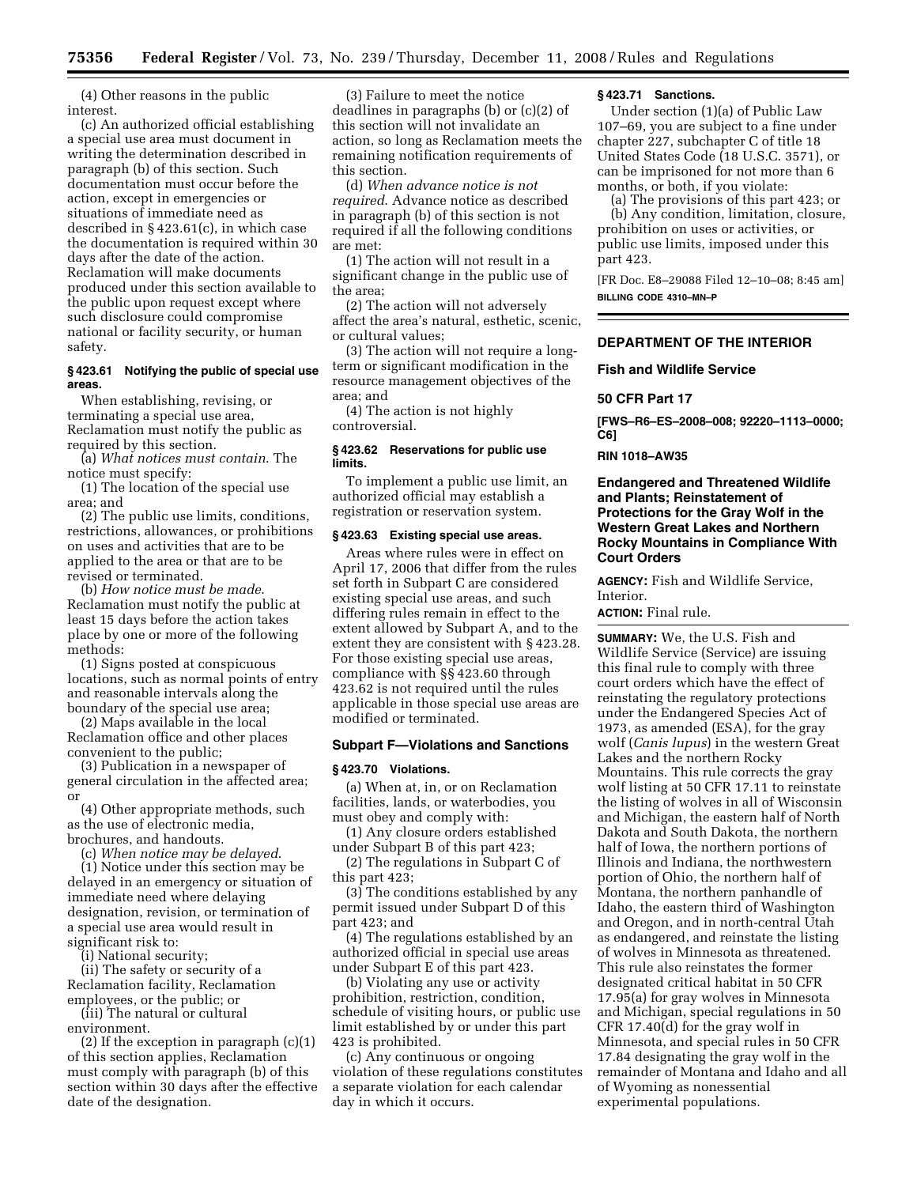(4) Other reasons in the public interest.

(c) An authorized official establishing a special use area must document in writing the determination described in paragraph (b) of this section. Such documentation must occur before the action, except in emergencies or situations of immediate need as described in § 423.61(c), in which case the documentation is required within 30 days after the date of the action. Reclamation will make documents produced under this section available to the public upon request except where such disclosure could compromise national or facility security, or human safety.

#### § 423.61 Notifying the public of special use areas.

When establishing, revising, or terminating a special use area, Reclamation must notify the public as required by this section.

(a) *What notices must contain.* The notice must specify:

(1) The location of the special use area; and

(2) The public use limits, conditions, restrictions, allowances, or prohibitions on uses and activities that are to be applied to the area or that are to be revised or terminated.

(b) *How notice must be made.* Reclamation must notify the public at least 15 days before the action takes place by one or more of the following methods:

(1) Signs posted at conspicuous locations, such as normal points of entry and reasonable intervals along the boundary of the special use area;

(2) Maps available in the local Reclamation office and other places convenient to the public;

(3) Publication in a newspaper of general circulation in the affected area; or

(4) Other appropriate methods, such as the use of electronic media, brochures, and handouts.

(c) *When notice may be delayed.*

(1) Notice under this section may be delayed in an emergency or situation of immediate need where delaying designation, revision, or termination of a special use area would result in significant risk to:

(i) National security;

(ii) The safety or security of a Reclamation facility, Reclamation employees, or the public; or

(iii) The natural or cultural environment.

(2) If the exception in paragraph (c)(1) of this section applies, Reclamation must comply with paragraph (b) of this section within 30 days after the effective date of the designation.

(3) Failure to meet the notice deadlines in paragraphs (b) or (c)(2) of this section will not invalidate an action, so long as Reclamation meets the remaining notification requirements of this section.

(d) *When advance notice is not required.* Advance notice as described in paragraph (b) of this section is not required if all the following conditions are met:

(1) The action will not result in a significant change in the public use of the area;

(2) The action will not adversely affect the area's natural, esthetic, scenic, or cultural values;

(3) The action will not require a long-term or significant modification in the resource management objectives of the area; and

(4) The action is not highly controversial.

#### § 423.62 Reservations for public use limits.

To implement a public use limit, an authorized official may establish a registration or reservation system.

#### § 423.63 Existing special use areas.

Areas where rules were in effect on April 17, 2006 that differ from the rules set forth in Subpart C are considered existing special use areas, and such differing rules remain in effect to the extent allowed by Subpart A, and to the extent they are consistent with § 423.28. For those existing special use areas, compliance with §§ 423.60 through 423.62 is not required until the rules applicable in those special use areas are modified or terminated.

### Subpart F—Violations and Sanctions

#### § 423.70 Violations.

(a) When at, in, or on Reclamation facilities, lands, or waterbodies, you must obey and comply with:

(1) Any closure orders established under Subpart B of this part 423;

(2) The regulations in Subpart C of this part 423;

(3) The conditions established by any permit issued under Subpart D of this part 423; and

(4) The regulations established by an authorized official in special use areas under Subpart E of this part 423.

(b) Violating any use or activity prohibition, restriction, condition, schedule of visiting hours, or public use limit established by or under this part 423 is prohibited.

(c) Any continuous or ongoing violation of these regulations constitutes a separate violation for each calendar day in which it occurs.

#### § 423.71 Sanctions.

Under section (1)(a) of Public Law 107–69, you are subject to a fine under chapter 227, subchapter C of title 18 United States Code (18 U.S.C. 3571), or can be imprisoned for not more than 6 months, or both, if you violate:

(a) The provisions of this part 423; or

(b) Any condition, limitation, closure, prohibition on uses or activities, or public use limits, imposed under this part 423.

[FR Doc. E8–29088 Filed 12–10–08; 8:45 am]

**BILLING CODE 4310–MN–P**

---

## DEPARTMENT OF THE INTERIOR

### Fish and Wildlife Service

### 50 CFR Part 17

**[FWS–R6–ES–2008–008; 92220–1113–0000; C6]**

**RIN 1018–AW35**

### Endangered and Threatened Wildlife and Plants; Reinstatement of Protections for the Gray Wolf in the Western Great Lakes and Northern Rocky Mountains in Compliance With Court Orders

**AGENCY:** Fish and Wildlife Service, Interior.

**ACTION:** Final rule.

**SUMMARY:** We, the U.S. Fish and Wildlife Service (Service) are issuing this final rule to comply with three court orders which have the effect of reinstating the regulatory protections under the Endangered Species Act of 1973, as amended (ESA), for the gray wolf (*Canis lupus*) in the western Great Lakes and the northern Rocky Mountains. This rule corrects the gray wolf listing at 50 CFR 17.11 to reinstate the listing of wolves in all of Wisconsin and Michigan, the eastern half of North Dakota and South Dakota, the northern half of Iowa, the northern portions of Illinois and Indiana, the northwestern portion of Ohio, the northern half of Montana, the northern panhandle of Idaho, the eastern third of Washington and Oregon, and in north-central Utah as endangered, and reinstate the listing of wolves in Minnesota as threatened. This rule also reinstates the former designated critical habitat in 50 CFR 17.95(a) for gray wolves in Minnesota and Michigan, special regulations in 50 CFR 17.40(d) for the gray wolf in Minnesota, and special rules in 50 CFR 17.84 designating the gray wolf in the remainder of Montana and Idaho and all of Wyoming as nonessential experimental populations.